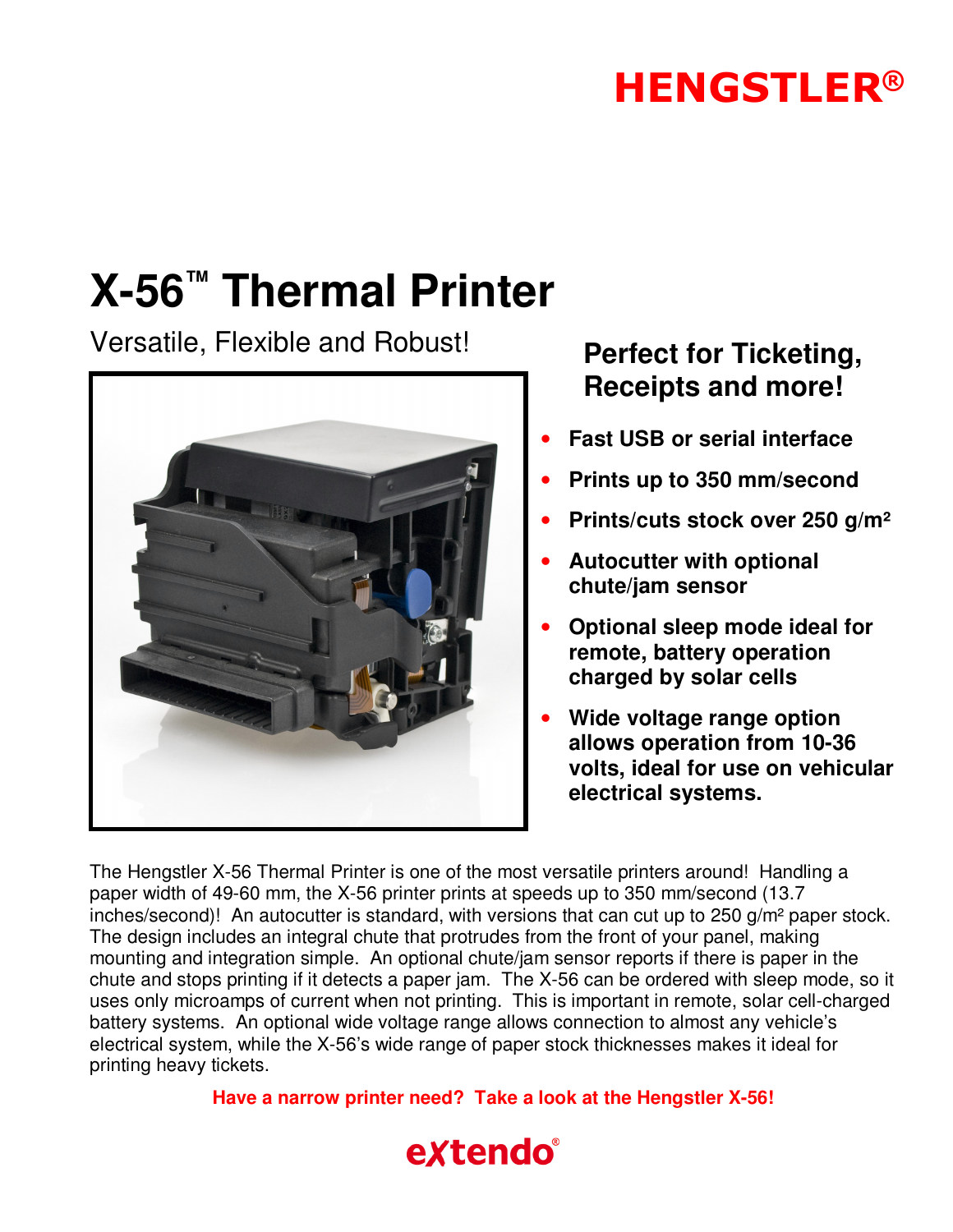**HENGSTLER®**

# X-56™ Thermal Printer

Versatile, Flexible and Robust!

## Perfect for Ticketing, Receipts and more!

- **Fast USB or serial interface**
- **Prints up to 350 mm/second**
- **Prints/cuts stock over 250 g/m²**
- **Autocutter with optional chute/jam sensor**
- **Optional sleep mode ideal for remote, battery operation charged by solar cells**
- **Wide voltage range option allows operation from 10-36 volts, ideal for use on vehicular electrical systems.**

The Hengstler X-56 Thermal Printer is one of the most versatile printers around! Handling a paper width of 49-60 mm, the X-56 printer prints at speeds up to 350 mm/second (13.7 inches/second)! An autocutter is standard, with versions that can cut up to 250 g/m² paper stock. The design includes an integral chute that protrudes from the front of your panel, making mounting and integration simple. An optional chute/jam sensor reports if there is paper in the chute and stops printing if it detects a paper jam. The X-56 can be ordered with sleep mode, so it uses only microamps of current when not printing. This is important in remote, solar cell-charged battery systems. An optional wide voltage range allows connection to almost any vehicle's electrical system, while the X-56's wide range of paper stock thicknesses makes it ideal for printing heavy tickets.

**Have a narrow printer need? Take a look at the Hengstler X-56!**

extendo®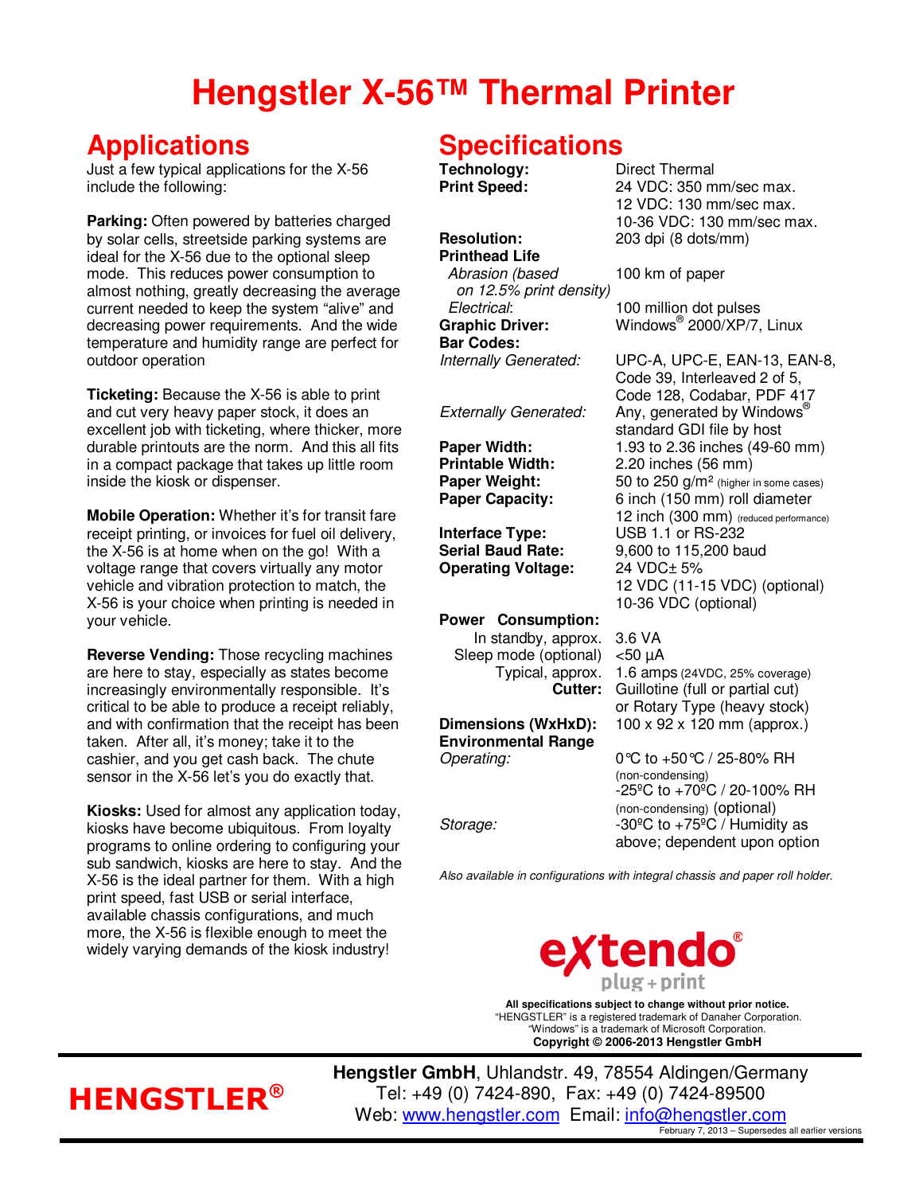# Hengstler X-56™ Thermal Printer

## Applications

Just a few typical applications for the X-56 include the following:

**Parking:** Often powered by batteries charged by solar cells, streetside parking systems are ideal for the X-56 due to the optional sleep mode. This reduces power consumption to almost nothing, greatly decreasing the average current needed to keep the system "alive" and decreasing power requirements. And the wide temperature and humidity range are perfect for outdoor operation

**Ticketing:** Because the X-56 is able to print and cut very heavy paper stock, it does an excellent job with ticketing, where thicker, more durable printouts are the norm. And this all fits in a compact package that takes up little room inside the kiosk or dispenser.

**Mobile Operation:** Whether it's for transit fare receipt printing, or invoices for fuel oil delivery, the X-56 is at home when on the go! With a voltage range that covers virtually any motor vehicle and vibration protection to match, the X-56 is your choice when printing is needed in your vehicle.

**Reverse Vending:** Those recycling machines are here to stay, especially as states become increasingly environmentally responsible. It's critical to be able to produce a receipt reliably, and with confirmation that the receipt has been taken. After all, it's money; take it to the cashier, and you get cash back. The chute sensor in the X-56 let's you do exactly that.

**Kiosks:** Used for almost any application today, kiosks have become ubiquitous. From loyalty programs to online ordering to configuring your sub sandwich, kiosks are here to stay. And the X-56 is the ideal partner for them. With a high print speed, fast USB or serial interface, available chassis configurations, and much more, the X-56 is flexible enough to meet the widely varying demands of the kiosk industry!

## Specifications

| | |
|---|---|
| **Technology:** | Direct Thermal |
| **Print Speed:** | 24 VDC: 350 mm/sec max.<br>12 VDC: 130 mm/sec max.<br>10-36 VDC: 130 mm/sec max. |
| **Resolution:** | 203 dpi (8 dots/mm) |
| **Printhead Life** | |
| *Abrasion (based on 12.5% print density)* | 100 km of paper |
| *Electrical:* | 100 million dot pulses |
| **Graphic Driver:** | Windows® 2000/XP/7, Linux |
| **Bar Codes:** | |
| *Internally Generated:* | UPC-A, UPC-E, EAN-13, EAN-8, Code 39, Interleaved 2 of 5, Code 128, Codabar, PDF 417 |
| *Externally Generated:* | Any, generated by Windows® standard GDI file by host |
| **Paper Width:** | 1.93 to 2.36 inches (49-60 mm) |
| **Printable Width:** | 2.20 inches (56 mm) |
| **Paper Weight:** | 50 to 250 g/m² (higher in some cases) |
| **Paper Capacity:** | 6 inch (150 mm) roll diameter<br>12 inch (300 mm) (reduced performance) |
| **Interface Type:** | USB 1.1 or RS-232 |
| **Serial Baud Rate:** | 9,600 to 115,200 baud |
| **Operating Voltage:** | 24 VDC± 5%<br>12 VDC (11-15 VDC) (optional)<br>10-36 VDC (optional) |
| **Power Consumption:** | |
| In standby, approx. | 3.6 VA |
| Sleep mode (optional) | <50 µA |
| Typical, approx. | 1.6 amps (24VDC, 25% coverage) |
| **Cutter:** | Guillotine (full or partial cut) or Rotary Type (heavy stock) |
| **Dimensions (WxHxD):** | 100 x 92 x 120 mm (approx.) |
| **Environmental Range** | |
| *Operating:* | 0°C to +50°C / 25-80% RH (non-condensing)<br>-25ºC to +70ºC / 20-100% RH (non-condensing) (optional) |
| *Storage:* | -30ºC to +75ºC / Humidity as above; dependent upon option |

*Also available in configurations with integral chassis and paper roll holder.*

extendo® plug + print

**All specifications subject to change without prior notice.**
"HENGSTLER" is a registered trademark of Danaher Corporation.
"Windows" is a trademark of Microsoft Corporation.
**Copyright © 2006-2013 Hengstler GmbH**

HENGSTLER®

**Hengstler GmbH**, Uhlandstr. 49, 78554 Aldingen/Germany
Tel: +49 (0) 7424-890, Fax: +49 (0) 7424-89500
Web: www.hengstler.com Email: info@hengstler.com

February 7, 2013 – Supersedes all earlier versions